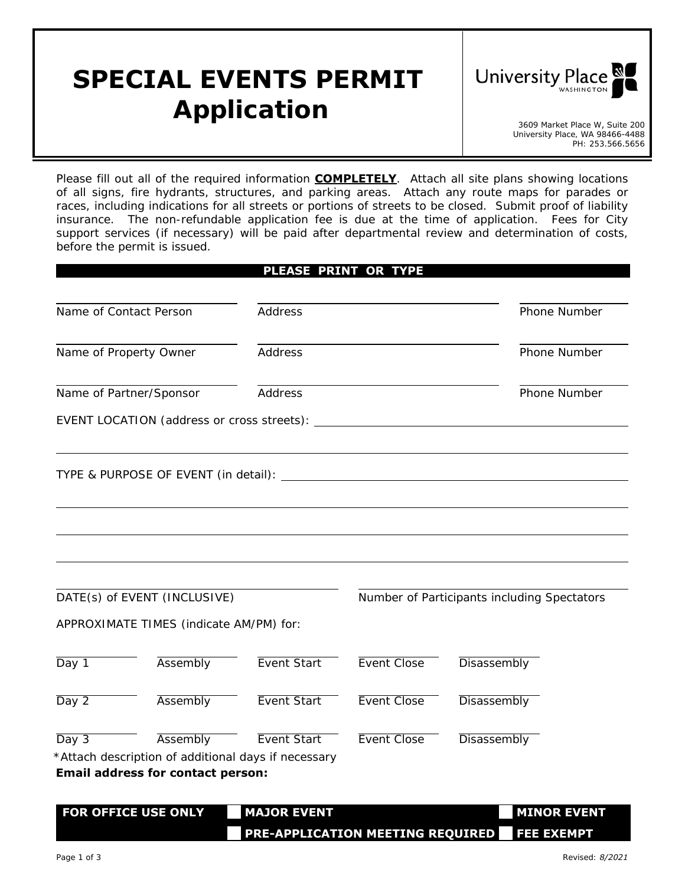# SPECIAL EVENTS PERMIT Application

University Place WASHINGTON

3609 Market Place W, Suite 200
University Place, WA 98466-4488
PH: 253.566.5656

Please fill out all of the required information **COMPLETELY**. Attach all site plans showing locations of all signs, fire hydrants, structures, and parking areas. Attach any route maps for parades or races, including indications for all streets or portions of streets to be closed. Submit proof of liability insurance. The non-refundable application fee is due at the time of application. Fees for City support services (if necessary) will be paid after departmental review and determination of costs, before the permit is issued.

**PLEASE PRINT OR TYPE**

| Name of Contact Person | Address | Phone Number |
|---|---|---|
| Name of Property Owner | Address | Phone Number |
| Name of Partner/Sponsor | Address | Phone Number |

EVENT LOCATION (address or cross streets): ______________________

______________________

TYPE & PURPOSE OF EVENT (in detail): ______________________

______________________

______________________

______________________

DATE(s) of EVENT (INCLUSIVE) ______________________ Number of Participants including Spectators ______________________

APPROXIMATE TIMES (indicate AM/PM) for:

| Day | Assembly | Event Start | Event Close | Disassembly |
|---|---|---|---|---|
| Day 1 | | | | |
| Day 2 | | | | |
| Day 3 | | | | |

*Attach description of additional days if necessary

**Email address for contact person:**

| FOR OFFICE USE ONLY | ☐ MAJOR EVENT | ☐ MINOR EVENT |
|---|---|---|
| | ☐ PRE-APPLICATION MEETING REQUIRED | ☐ FEE EXEMPT |

Revised: *8/2021*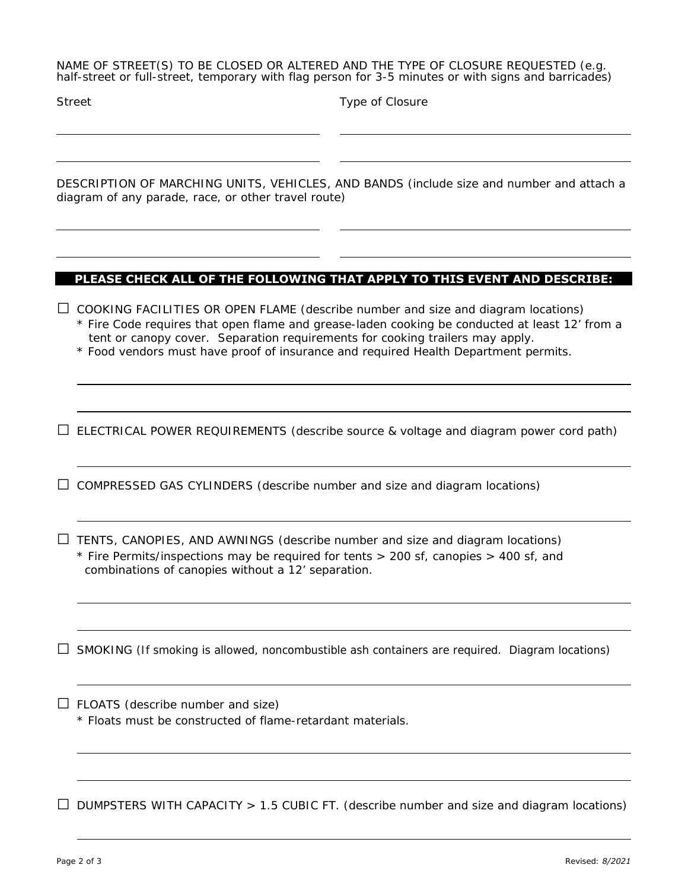NAME OF STREET(S) TO BE CLOSED OR ALTERED AND THE TYPE OF CLOSURE REQUESTED (e.g. half-street or full-street, temporary with flag person for 3-5 minutes or with signs and barricades)

| Street | Type of Closure |
|---|---|
| | |
| | |

DESCRIPTION OF MARCHING UNITS, VEHICLES, AND BANDS (include size and number and attach a diagram of any parade, race, or other travel route)

**PLEASE CHECK ALL OF THE FOLLOWING THAT APPLY TO THIS EVENT AND DESCRIBE:**

☐ COOKING FACILITIES OR OPEN FLAME (describe number and size and diagram locations)
* Fire Code requires that open flame and grease-laden cooking be conducted at least 12' from a tent or canopy cover. Separation requirements for cooking trailers may apply.
* Food vendors must have proof of insurance and required Health Department permits.

☐ ELECTRICAL POWER REQUIREMENTS (describe source & voltage and diagram power cord path)

☐ COMPRESSED GAS CYLINDERS (describe number and size and diagram locations)

☐ TENTS, CANOPIES, AND AWNINGS (describe number and size and diagram locations)
* Fire Permits/inspections may be required for tents > 200 sf, canopies > 400 sf, and combinations of canopies without a 12' separation.

☐ SMOKING (If smoking is allowed, noncombustible ash containers are required. Diagram locations)

☐ FLOATS (describe number and size)
* Floats must be constructed of flame-retardant materials.

☐ DUMPSTERS WITH CAPACITY > 1.5 CUBIC FT. (describe number and size and diagram locations)

Revised: *8/2021*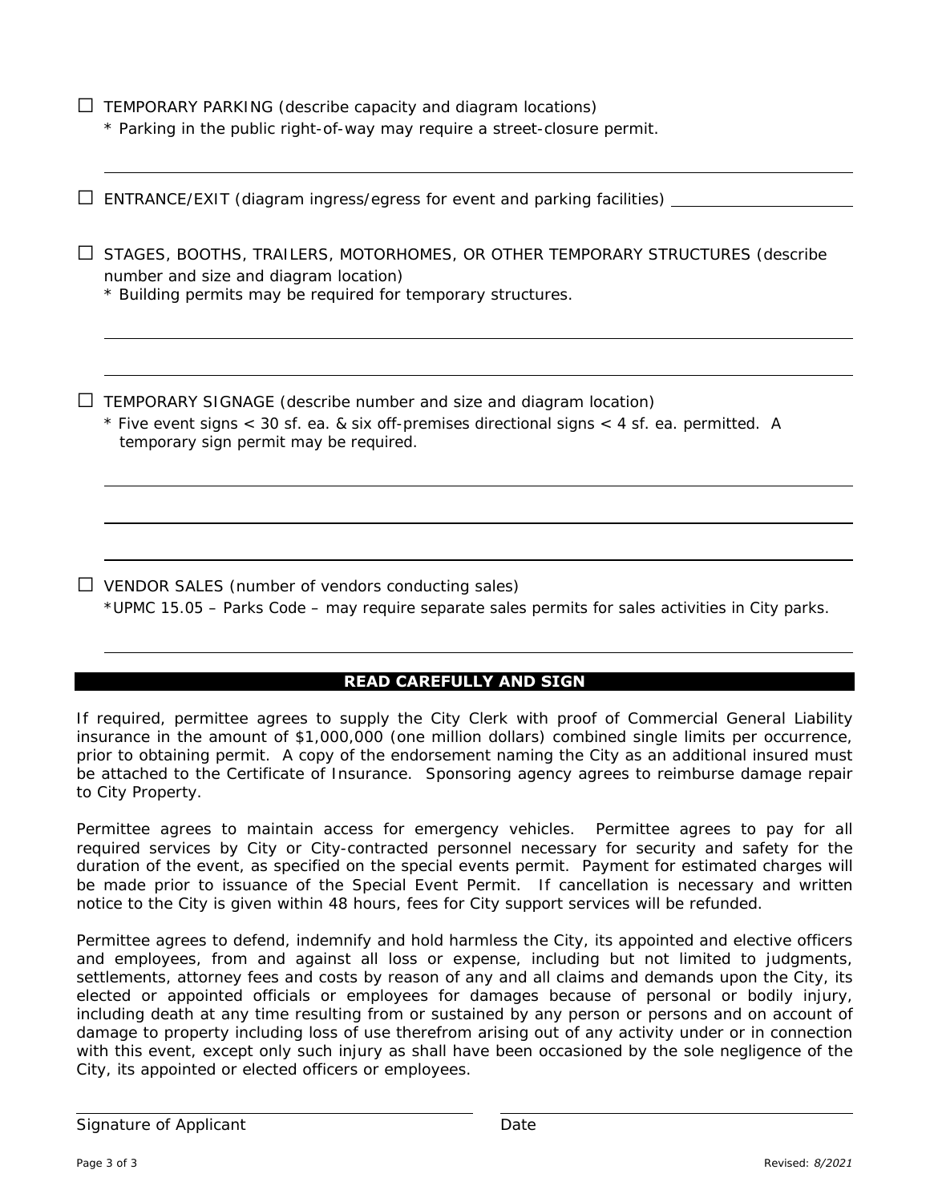☐ TEMPORARY PARKING (describe capacity and diagram locations)
* Parking in the public right-of-way may require a street-closure permit.

☐ ENTRANCE/EXIT (diagram ingress/egress for event and parking facilities)

☐ STAGES, BOOTHS, TRAILERS, MOTORHOMES, OR OTHER TEMPORARY STRUCTURES (describe number and size and diagram location)
* Building permits may be required for temporary structures.

☐ TEMPORARY SIGNAGE (describe number and size and diagram location)
* Five event signs < 30 sf. ea. & six off-premises directional signs < 4 sf. ea. permitted. A temporary sign permit may be required.

☐ VENDOR SALES (number of vendors conducting sales)
*UPMC 15.05 – Parks Code – may require separate sales permits for sales activities in City parks.

## READ CAREFULLY AND SIGN

If required, permittee agrees to supply the City Clerk with proof of Commercial General Liability insurance in the amount of $1,000,000 (one million dollars) combined single limits per occurrence, prior to obtaining permit. A copy of the endorsement naming the City as an additional insured must be attached to the Certificate of Insurance. Sponsoring agency agrees to reimburse damage repair to City Property.

Permittee agrees to maintain access for emergency vehicles. Permittee agrees to pay for all required services by City or City-contracted personnel necessary for security and safety for the duration of the event, as specified on the special events permit. Payment for estimated charges will be made prior to issuance of the Special Event Permit. If cancellation is necessary and written notice to the City is given within 48 hours, fees for City support services will be refunded.

Permittee agrees to defend, indemnify and hold harmless the City, its appointed and elective officers and employees, from and against all loss or expense, including but not limited to judgments, settlements, attorney fees and costs by reason of any and all claims and demands upon the City, its elected or appointed officials or employees for damages because of personal or bodily injury, including death at any time resulting from or sustained by any person or persons and on account of damage to property including loss of use therefrom arising out of any activity under or in connection with this event, except only such injury as shall have been occasioned by the sole negligence of the City, its appointed or elected officers or employees.

Signature of Applicant                                                  Date

Revised: *8/2021*